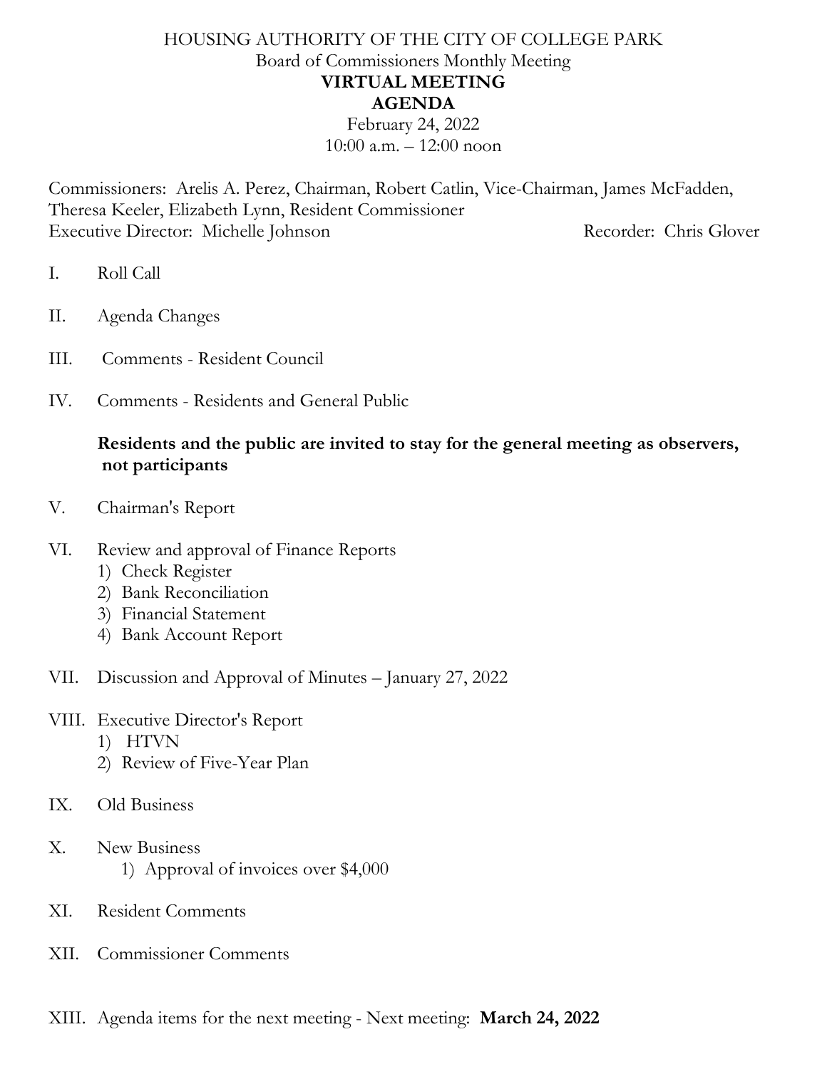# HOUSING AUTHORITY OF THE CITY OF COLLEGE PARK

Board of Commissioners Monthly Meeting

**VIRTUAL MEETING**

**AGENDA**

February 24, 2022

10:00 a.m. – 12:00 noon

Commissioners: Arelis A. Perez, Chairman, Robert Catlin, Vice-Chairman, James McFadden, Theresa Keeler, Elizabeth Lynn, Resident Commissioner

Executive Director: Michelle Johnson

Recorder: Chris Glover

I. Roll Call

II. Agenda Changes

III. Comments - Resident Council

IV. Comments - Residents and General Public

**Residents and the public are invited to stay for the general meeting as observers, not participants**

V. Chairman's Report

VI. Review and approval of Finance Reports
1) Check Register
2) Bank Reconciliation
3) Financial Statement
4) Bank Account Report

VII. Discussion and Approval of Minutes – January 27, 2022

VIII. Executive Director's Report
1) HTVN
2) Review of Five-Year Plan

IX. Old Business

X. New Business
1) Approval of invoices over $4,000

XI. Resident Comments

XII. Commissioner Comments

XIII. Agenda items for the next meeting - Next meeting: **March 24, 2022**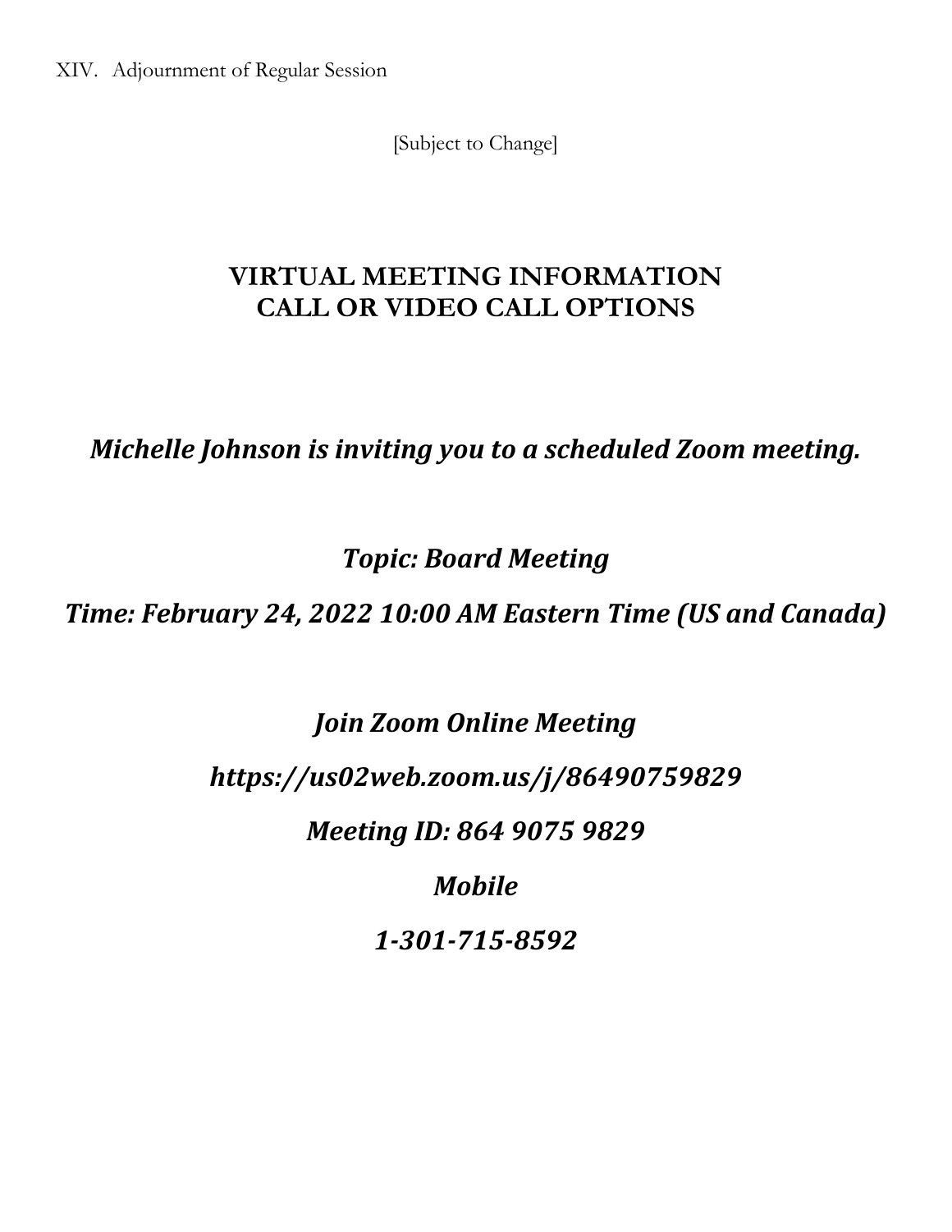XIV. Adjournment of Regular Session

[Subject to Change]

## VIRTUAL MEETING INFORMATION
## CALL OR VIDEO CALL OPTIONS

***Michelle Johnson is inviting you to a scheduled Zoom meeting.***

***Topic: Board Meeting***

***Time: February 24, 2022 10:00 AM Eastern Time (US and Canada)***

***Join Zoom Online Meeting***

***https://us02web.zoom.us/j/86490759829***

***Meeting ID: 864 9075 9829***

***Mobile***

***1-301-715-8592***